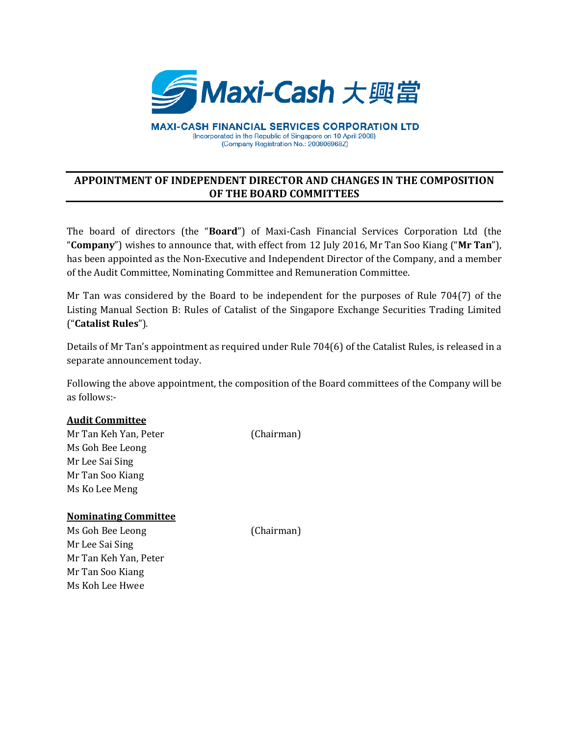**Maxi-Cash 大興當**

**MAXI-CASH FINANCIAL SERVICES CORPORATION LTD**
(Incorporated in the Republic of Singapore on 10 April 2008)
(Company Registration No.: 200806968Z)

# APPOINTMENT OF INDEPENDENT DIRECTOR AND CHANGES IN THE COMPOSITION OF THE BOARD COMMITTEES

The board of directors (the "**Board**") of Maxi-Cash Financial Services Corporation Ltd (the "**Company**") wishes to announce that, with effect from 12 July 2016, Mr Tan Soo Kiang ("**Mr Tan**"), has been appointed as the Non-Executive and Independent Director of the Company, and a member of the Audit Committee, Nominating Committee and Remuneration Committee.

Mr Tan was considered by the Board to be independent for the purposes of Rule 704(7) of the Listing Manual Section B: Rules of Catalist of the Singapore Exchange Securities Trading Limited ("**Catalist Rules**").

Details of Mr Tan's appointment as required under Rule 704(6) of the Catalist Rules, is released in a separate announcement today.

Following the above appointment, the composition of the Board committees of the Company will be as follows:-

**Audit Committee**

Mr Tan Keh Yan, Peter (Chairman)
Ms Goh Bee Leong
Mr Lee Sai Sing
Mr Tan Soo Kiang
Ms Ko Lee Meng

**Nominating Committee**

Ms Goh Bee Leong (Chairman)
Mr Lee Sai Sing
Mr Tan Keh Yan, Peter
Mr Tan Soo Kiang
Ms Koh Lee Hwee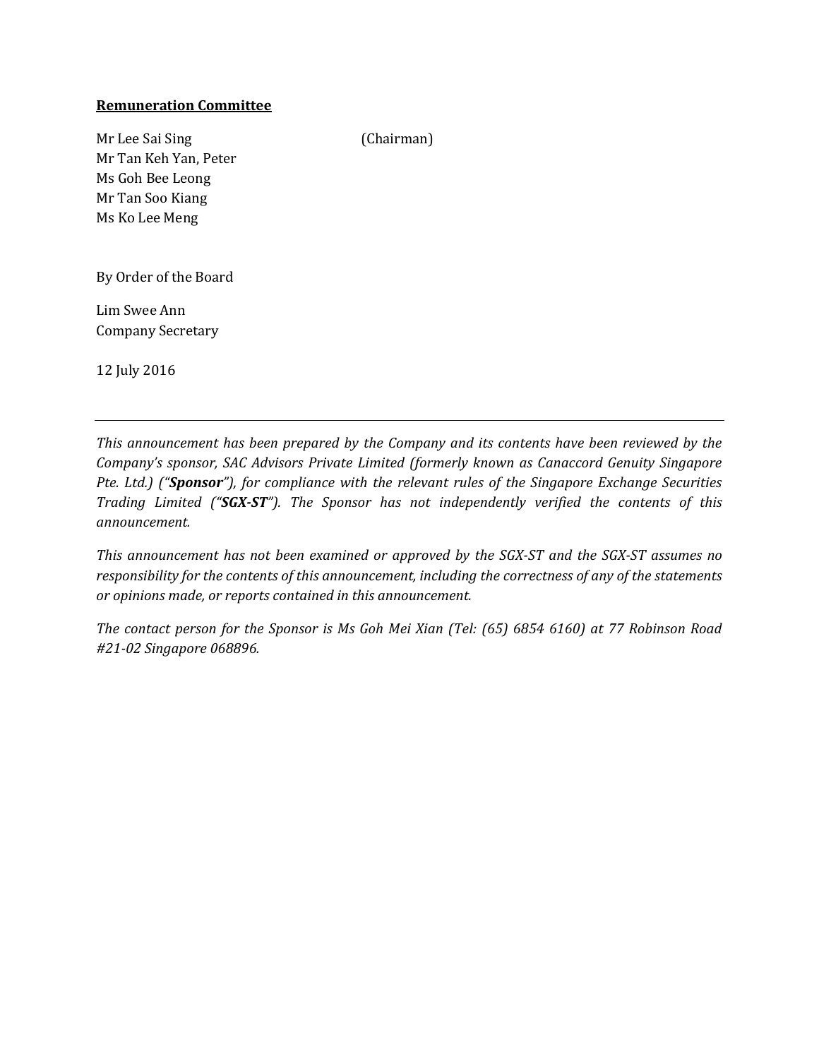**Remuneration Committee**

Mr Lee Sai Sing (Chairman)
Mr Tan Keh Yan, Peter
Ms Goh Bee Leong
Mr Tan Soo Kiang
Ms Ko Lee Meng

By Order of the Board

Lim Swee Ann
Company Secretary

12 July 2016

---

*This announcement has been prepared by the Company and its contents have been reviewed by the Company's sponsor, SAC Advisors Private Limited (formerly known as Canaccord Genuity Singapore Pte. Ltd.) ("**Sponsor**"), for compliance with the relevant rules of the Singapore Exchange Securities Trading Limited ("**SGX-ST**"). The Sponsor has not independently verified the contents of this announcement.*

*This announcement has not been examined or approved by the SGX-ST and the SGX-ST assumes no responsibility for the contents of this announcement, including the correctness of any of the statements or opinions made, or reports contained in this announcement.*

*The contact person for the Sponsor is Ms Goh Mei Xian (Tel: (65) 6854 6160) at 77 Robinson Road #21-02 Singapore 068896.*